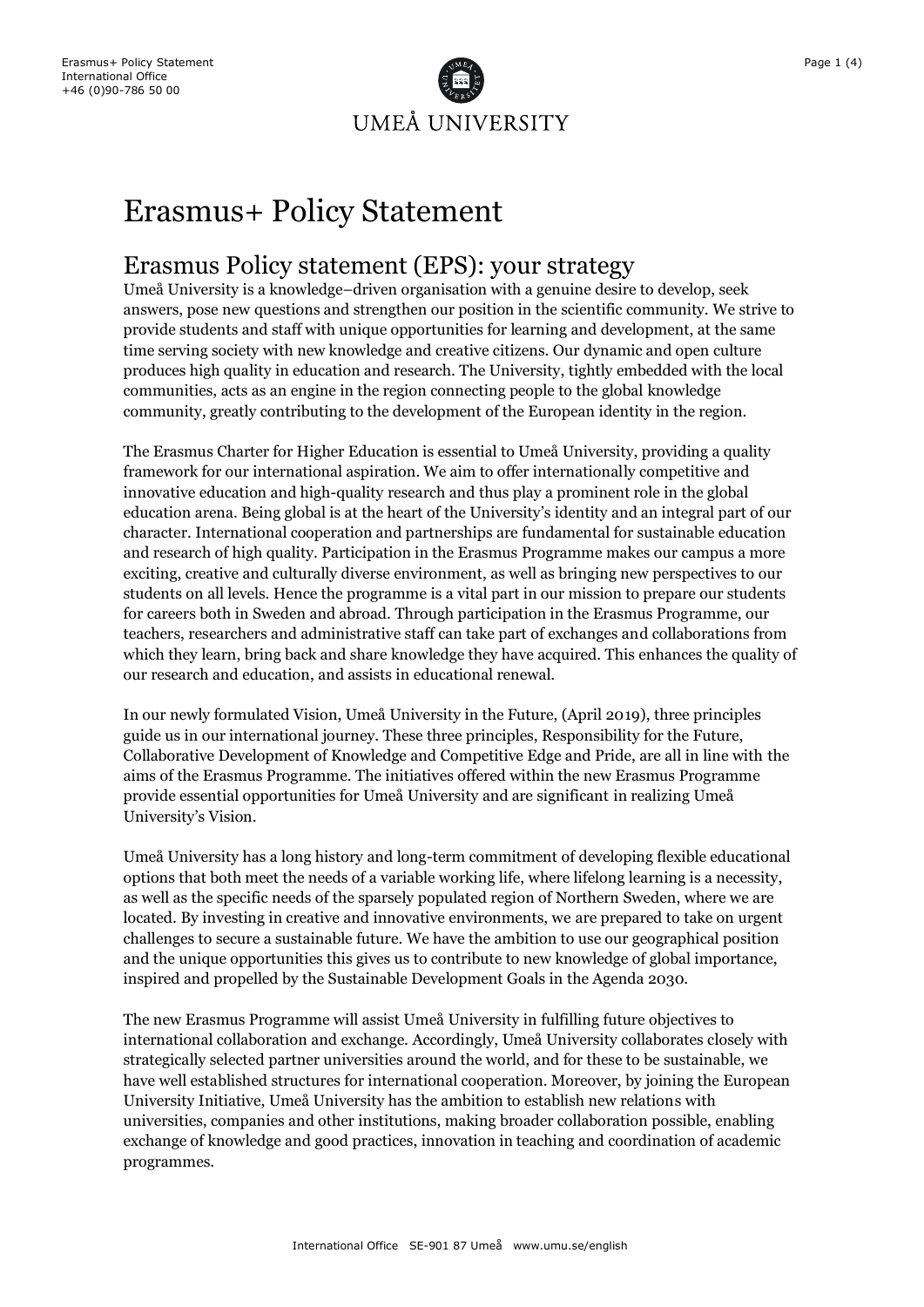# Erasmus+ Policy Statement

## Erasmus Policy statement (EPS): your strategy

Umeå University is a knowledge–driven organisation with a genuine desire to develop, seek answers, pose new questions and strengthen our position in the scientific community. We strive to provide students and staff with unique opportunities for learning and development, at the same time serving society with new knowledge and creative citizens. Our dynamic and open culture produces high quality in education and research. The University, tightly embedded with the local communities, acts as an engine in the region connecting people to the global knowledge community, greatly contributing to the development of the European identity in the region.

The Erasmus Charter for Higher Education is essential to Umeå University, providing a quality framework for our international aspiration. We aim to offer internationally competitive and innovative education and high-quality research and thus play a prominent role in the global education arena. Being global is at the heart of the University's identity and an integral part of our character. International cooperation and partnerships are fundamental for sustainable education and research of high quality. Participation in the Erasmus Programme makes our campus a more exciting, creative and culturally diverse environment, as well as bringing new perspectives to our students on all levels. Hence the programme is a vital part in our mission to prepare our students for careers both in Sweden and abroad. Through participation in the Erasmus Programme, our teachers, researchers and administrative staff can take part of exchanges and collaborations from which they learn, bring back and share knowledge they have acquired. This enhances the quality of our research and education, and assists in educational renewal.

In our newly formulated Vision, Umeå University in the Future, (April 2019), three principles guide us in our international journey. These three principles, Responsibility for the Future, Collaborative Development of Knowledge and Competitive Edge and Pride, are all in line with the aims of the Erasmus Programme. The initiatives offered within the new Erasmus Programme provide essential opportunities for Umeå University and are significant in realizing Umeå University's Vision.

Umeå University has a long history and long-term commitment of developing flexible educational options that both meet the needs of a variable working life, where lifelong learning is a necessity, as well as the specific needs of the sparsely populated region of Northern Sweden, where we are located. By investing in creative and innovative environments, we are prepared to take on urgent challenges to secure a sustainable future. We have the ambition to use our geographical position and the unique opportunities this gives us to contribute to new knowledge of global importance, inspired and propelled by the Sustainable Development Goals in the Agenda 2030.

The new Erasmus Programme will assist Umeå University in fulfilling future objectives to international collaboration and exchange. Accordingly, Umeå University collaborates closely with strategically selected partner universities around the world, and for these to be sustainable, we have well established structures for international cooperation. Moreover, by joining the European University Initiative, Umeå University has the ambition to establish new relations with universities, companies and other institutions, making broader collaboration possible, enabling exchange of knowledge and good practices, innovation in teaching and coordination of academic programmes.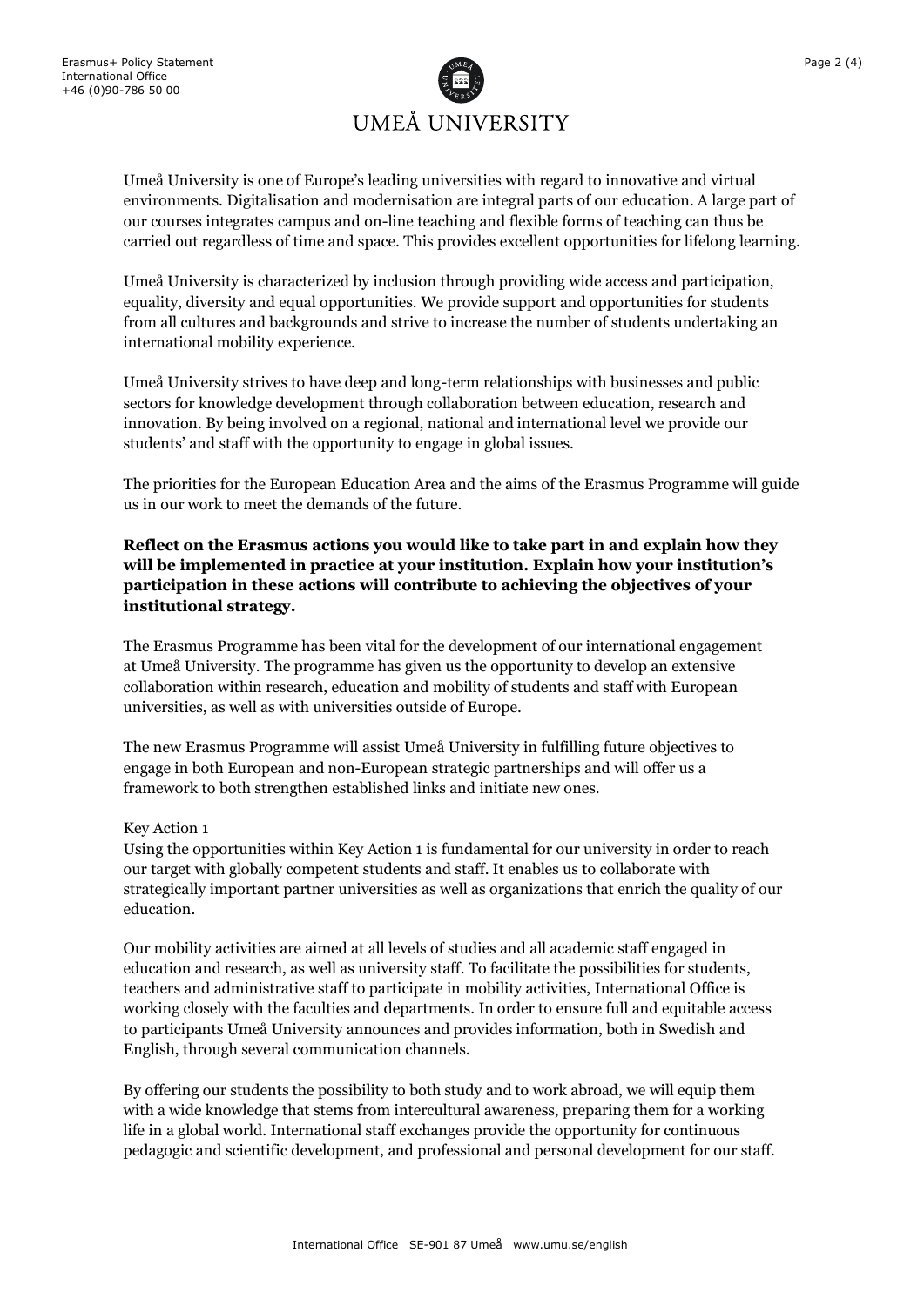Umeå University is one of Europe's leading universities with regard to innovative and virtual environments. Digitalisation and modernisation are integral parts of our education. A large part of our courses integrates campus and on-line teaching and flexible forms of teaching can thus be carried out regardless of time and space. This provides excellent opportunities for lifelong learning.

Umeå University is characterized by inclusion through providing wide access and participation, equality, diversity and equal opportunities. We provide support and opportunities for students from all cultures and backgrounds and strive to increase the number of students undertaking an international mobility experience.

Umeå University strives to have deep and long-term relationships with businesses and public sectors for knowledge development through collaboration between education, research and innovation. By being involved on a regional, national and international level we provide our students' and staff with the opportunity to engage in global issues.

The priorities for the European Education Area and the aims of the Erasmus Programme will guide us in our work to meet the demands of the future.

**Reflect on the Erasmus actions you would like to take part in and explain how they will be implemented in practice at your institution. Explain how your institution's participation in these actions will contribute to achieving the objectives of your institutional strategy.**

The Erasmus Programme has been vital for the development of our international engagement at Umeå University. The programme has given us the opportunity to develop an extensive collaboration within research, education and mobility of students and staff with European universities, as well as with universities outside of Europe.

The new Erasmus Programme will assist Umeå University in fulfilling future objectives to engage in both European and non-European strategic partnerships and will offer us a framework to both strengthen established links and initiate new ones.

Key Action 1
Using the opportunities within Key Action 1 is fundamental for our university in order to reach our target with globally competent students and staff. It enables us to collaborate with strategically important partner universities as well as organizations that enrich the quality of our education.

Our mobility activities are aimed at all levels of studies and all academic staff engaged in education and research, as well as university staff. To facilitate the possibilities for students, teachers and administrative staff to participate in mobility activities, International Office is working closely with the faculties and departments. In order to ensure full and equitable access to participants Umeå University announces and provides information, both in Swedish and English, through several communication channels.

By offering our students the possibility to both study and to work abroad, we will equip them with a wide knowledge that stems from intercultural awareness, preparing them for a working life in a global world. International staff exchanges provide the opportunity for continuous pedagogic and scientific development, and professional and personal development for our staff.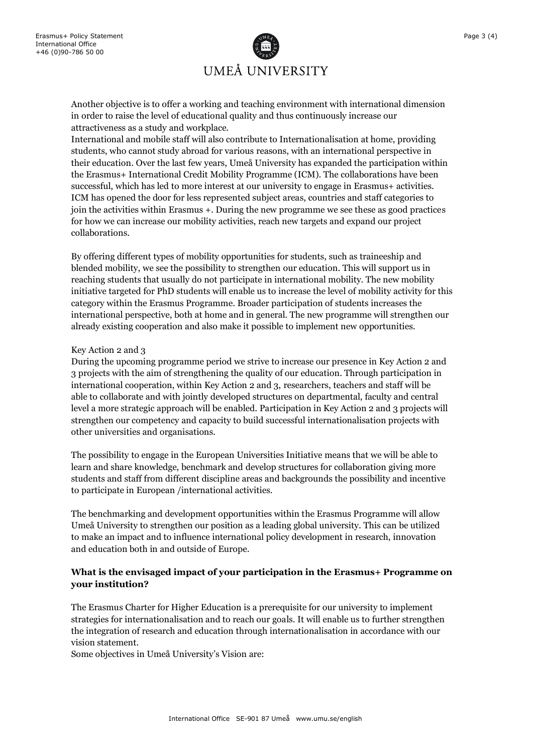Another objective is to offer a working and teaching environment with international dimension in order to raise the level of educational quality and thus continuously increase our attractiveness as a study and workplace.
International and mobile staff will also contribute to Internationalisation at home, providing students, who cannot study abroad for various reasons, with an international perspective in their education. Over the last few years, Umeå University has expanded the participation within the Erasmus+ International Credit Mobility Programme (ICM). The collaborations have been successful, which has led to more interest at our university to engage in Erasmus+ activities. ICM has opened the door for less represented subject areas, countries and staff categories to join the activities within Erasmus +. During the new programme we see these as good practices for how we can increase our mobility activities, reach new targets and expand our project collaborations.

By offering different types of mobility opportunities for students, such as traineeship and blended mobility, we see the possibility to strengthen our education. This will support us in reaching students that usually do not participate in international mobility. The new mobility initiative targeted for PhD students will enable us to increase the level of mobility activity for this category within the Erasmus Programme. Broader participation of students increases the international perspective, both at home and in general. The new programme will strengthen our already existing cooperation and also make it possible to implement new opportunities.

Key Action 2 and 3
During the upcoming programme period we strive to increase our presence in Key Action 2 and 3 projects with the aim of strengthening the quality of our education. Through participation in international cooperation, within Key Action 2 and 3, researchers, teachers and staff will be able to collaborate and with jointly developed structures on departmental, faculty and central level a more strategic approach will be enabled. Participation in Key Action 2 and 3 projects will strengthen our competency and capacity to build successful internationalisation projects with other universities and organisations.

The possibility to engage in the European Universities Initiative means that we will be able to learn and share knowledge, benchmark and develop structures for collaboration giving more students and staff from different discipline areas and backgrounds the possibility and incentive to participate in European /international activities.

The benchmarking and development opportunities within the Erasmus Programme will allow Umeå University to strengthen our position as a leading global university. This can be utilized to make an impact and to influence international policy development in research, innovation and education both in and outside of Europe.

**What is the envisaged impact of your participation in the Erasmus+ Programme on your institution?**

The Erasmus Charter for Higher Education is a prerequisite for our university to implement strategies for internationalisation and to reach our goals. It will enable us to further strengthen the integration of research and education through internationalisation in accordance with our vision statement.
Some objectives in Umeå University's Vision are: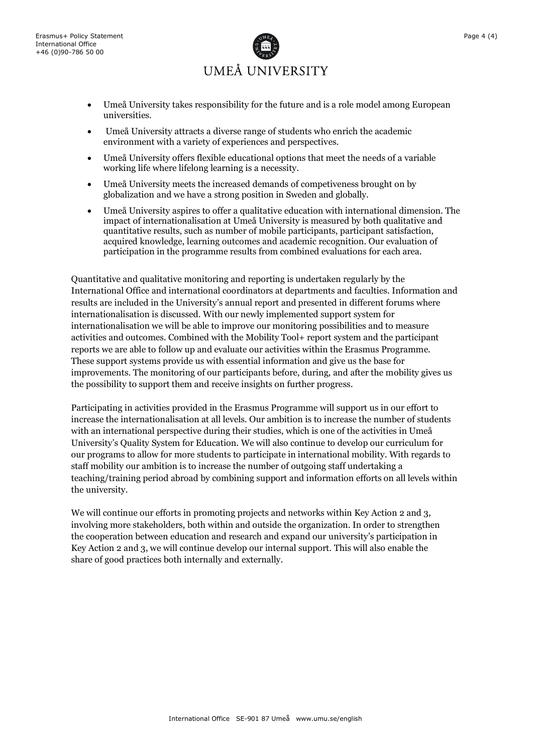- Umeå University takes responsibility for the future and is a role model among European universities.
- Umeå University attracts a diverse range of students who enrich the academic environment with a variety of experiences and perspectives.
- Umeå University offers flexible educational options that meet the needs of a variable working life where lifelong learning is a necessity.
- Umeå University meets the increased demands of competiveness brought on by globalization and we have a strong position in Sweden and globally.
- Umeå University aspires to offer a qualitative education with international dimension. The impact of internationalisation at Umeå University is measured by both qualitative and quantitative results, such as number of mobile participants, participant satisfaction, acquired knowledge, learning outcomes and academic recognition. Our evaluation of participation in the programme results from combined evaluations for each area.

Quantitative and qualitative monitoring and reporting is undertaken regularly by the International Office and international coordinators at departments and faculties. Information and results are included in the University's annual report and presented in different forums where internationalisation is discussed. With our newly implemented support system for internationalisation we will be able to improve our monitoring possibilities and to measure activities and outcomes. Combined with the Mobility Tool+ report system and the participant reports we are able to follow up and evaluate our activities within the Erasmus Programme. These support systems provide us with essential information and give us the base for improvements. The monitoring of our participants before, during, and after the mobility gives us the possibility to support them and receive insights on further progress.

Participating in activities provided in the Erasmus Programme will support us in our effort to increase the internationalisation at all levels. Our ambition is to increase the number of students with an international perspective during their studies, which is one of the activities in Umeå University's Quality System for Education. We will also continue to develop our curriculum for our programs to allow for more students to participate in international mobility. With regards to staff mobility our ambition is to increase the number of outgoing staff undertaking a teaching/training period abroad by combining support and information efforts on all levels within the university.

We will continue our efforts in promoting projects and networks within Key Action 2 and 3, involving more stakeholders, both within and outside the organization. In order to strengthen the cooperation between education and research and expand our university's participation in Key Action 2 and 3, we will continue develop our internal support. This will also enable the share of good practices both internally and externally.